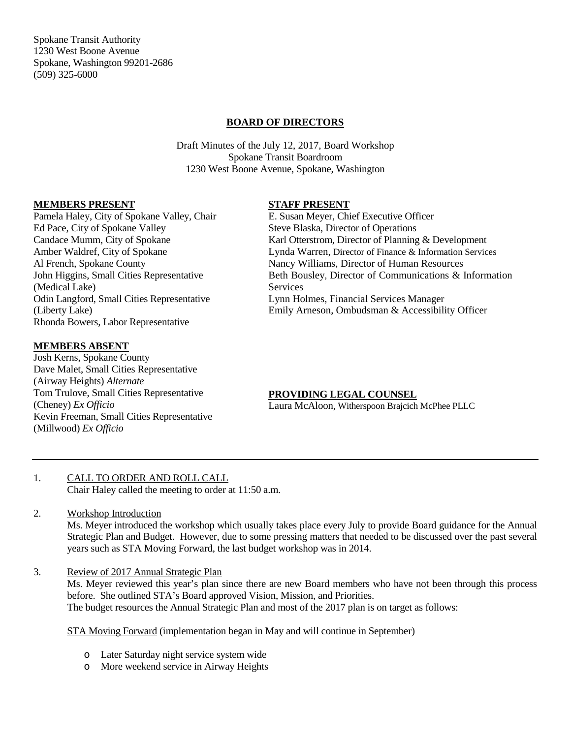Spokane Transit Authority
1230 West Boone Avenue
Spokane, Washington 99201-2686
(509) 325-6000

## BOARD OF DIRECTORS

Draft Minutes of the July 12, 2017, Board Workshop
Spokane Transit Boardroom
1230 West Boone Avenue, Spokane, Washington

**MEMBERS PRESENT**

Pamela Haley, City of Spokane Valley, Chair
Ed Pace, City of Spokane Valley
Candace Mumm, City of Spokane
Amber Waldref, City of Spokane
Al French, Spokane County
John Higgins, Small Cities Representative (Medical Lake)
Odin Langford, Small Cities Representative (Liberty Lake)
Rhonda Bowers, Labor Representative

**MEMBERS ABSENT**

Josh Kerns, Spokane County
Dave Malet, Small Cities Representative (Airway Heights) *Alternate*
Tom Trulove, Small Cities Representative (Cheney) *Ex Officio*
Kevin Freeman, Small Cities Representative (Millwood) *Ex Officio*

**STAFF PRESENT**

E. Susan Meyer, Chief Executive Officer
Steve Blaska, Director of Operations
Karl Otterstrom, Director of Planning & Development
Lynda Warren, Director of Finance & Information Services
Nancy Williams, Director of Human Resources
Beth Bousley, Director of Communications & Information Services
Lynn Holmes, Financial Services Manager
Emily Arneson, Ombudsman & Accessibility Officer

**PROVIDING LEGAL COUNSEL**

Laura McAloon, Witherspoon Brajcich McPhee PLLC

---

1. CALL TO ORDER AND ROLL CALL
   Chair Haley called the meeting to order at 11:50 a.m.

2. Workshop Introduction
   Ms. Meyer introduced the workshop which usually takes place every July to provide Board guidance for the Annual Strategic Plan and Budget. However, due to some pressing matters that needed to be discussed over the past several years such as STA Moving Forward, the last budget workshop was in 2014.

3. Review of 2017 Annual Strategic Plan
   Ms. Meyer reviewed this year's plan since there are new Board members who have not been through this process before. She outlined STA's Board approved Vision, Mission, and Priorities.
   The budget resources the Annual Strategic Plan and most of the 2017 plan is on target as follows:

   STA Moving Forward (implementation began in May and will continue in September)

   - Later Saturday night service system wide
   - More weekend service in Airway Heights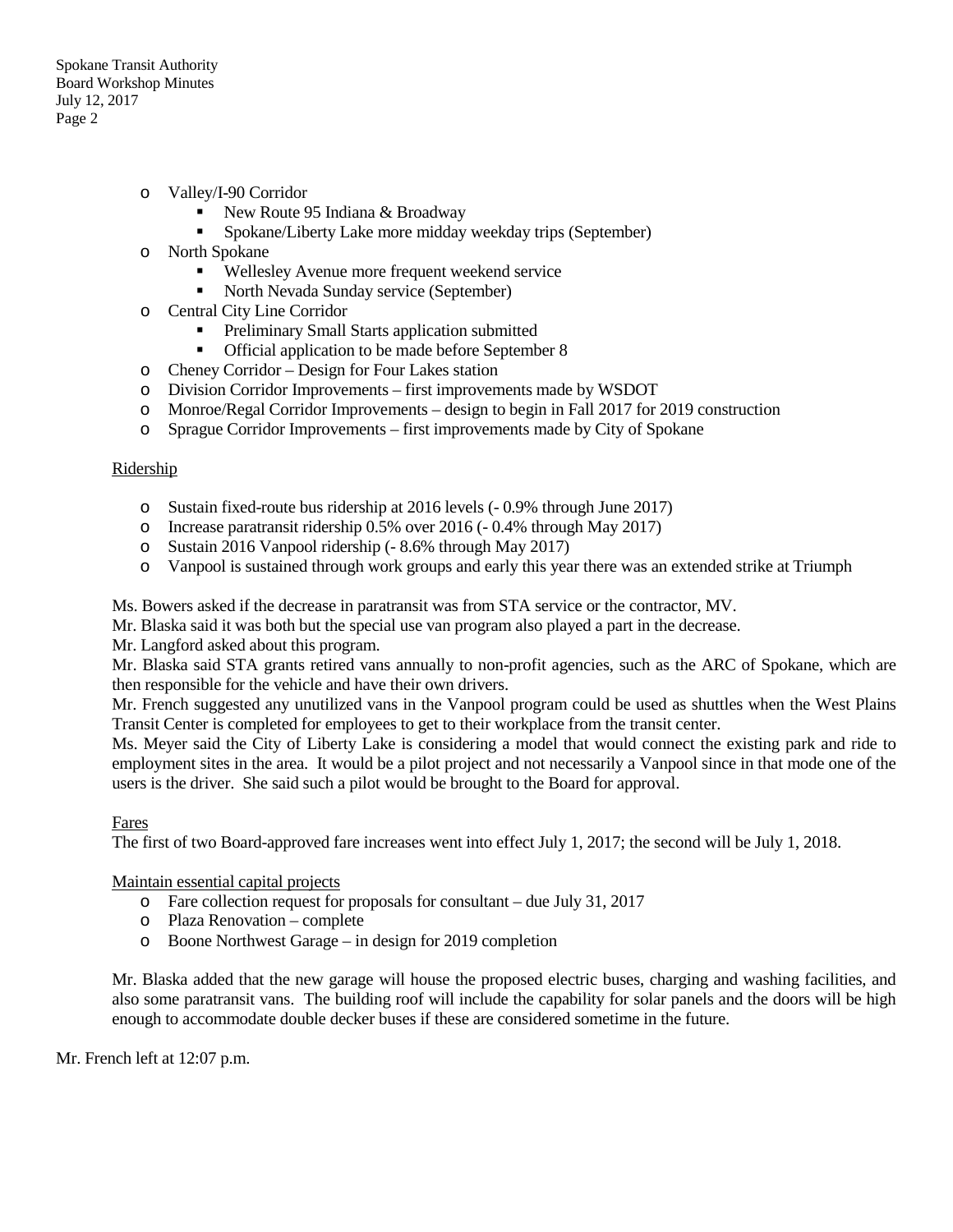- Valley/I-90 Corridor
  - New Route 95 Indiana & Broadway
  - Spokane/Liberty Lake more midday weekday trips (September)
- North Spokane
  - Wellesley Avenue more frequent weekend service
  - North Nevada Sunday service (September)
- Central City Line Corridor
  - Preliminary Small Starts application submitted
  - Official application to be made before September 8
- Cheney Corridor – Design for Four Lakes station
- Division Corridor Improvements – first improvements made by WSDOT
- Monroe/Regal Corridor Improvements – design to begin in Fall 2017 for 2019 construction
- Sprague Corridor Improvements – first improvements made by City of Spokane

<u>Ridership</u>

- Sustain fixed-route bus ridership at 2016 levels (- 0.9% through June 2017)
- Increase paratransit ridership 0.5% over 2016 (- 0.4% through May 2017)
- Sustain 2016 Vanpool ridership (- 8.6% through May 2017)
- Vanpool is sustained through work groups and early this year there was an extended strike at Triumph

Ms. Bowers asked if the decrease in paratransit was from STA service or the contractor, MV.
Mr. Blaska said it was both but the special use van program also played a part in the decrease.
Mr. Langford asked about this program.
Mr. Blaska said STA grants retired vans annually to non-profit agencies, such as the ARC of Spokane, which are then responsible for the vehicle and have their own drivers.
Mr. French suggested any unutilized vans in the Vanpool program could be used as shuttles when the West Plains Transit Center is completed for employees to get to their workplace from the transit center.
Ms. Meyer said the City of Liberty Lake is considering a model that would connect the existing park and ride to employment sites in the area. It would be a pilot project and not necessarily a Vanpool since in that mode one of the users is the driver. She said such a pilot would be brought to the Board for approval.

<u>Fares</u>
The first of two Board-approved fare increases went into effect July 1, 2017; the second will be July 1, 2018.

<u>Maintain essential capital projects</u>
- Fare collection request for proposals for consultant – due July 31, 2017
- Plaza Renovation – complete
- Boone Northwest Garage – in design for 2019 completion

Mr. Blaska added that the new garage will house the proposed electric buses, charging and washing facilities, and also some paratransit vans. The building roof will include the capability for solar panels and the doors will be high enough to accommodate double decker buses if these are considered sometime in the future.

Mr. French left at 12:07 p.m.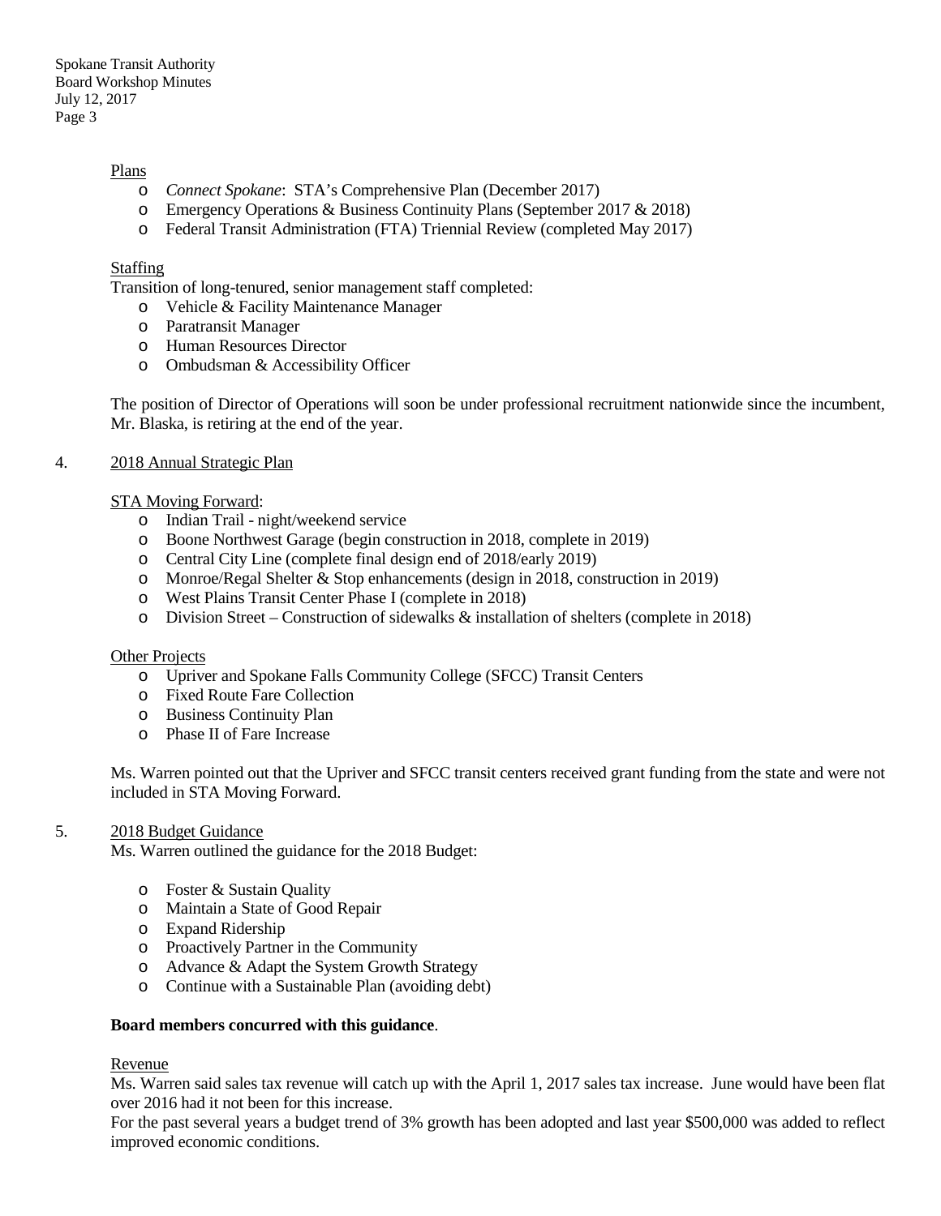Plans

- *Connect Spokane*: STA's Comprehensive Plan (December 2017)
- Emergency Operations & Business Continuity Plans (September 2017 & 2018)
- Federal Transit Administration (FTA) Triennial Review (completed May 2017)

Staffing

Transition of long-tenured, senior management staff completed:

- Vehicle & Facility Maintenance Manager
- Paratransit Manager
- Human Resources Director
- Ombudsman & Accessibility Officer

The position of Director of Operations will soon be under professional recruitment nationwide since the incumbent, Mr. Blaska, is retiring at the end of the year.

4. 2018 Annual Strategic Plan

STA Moving Forward:

- Indian Trail - night/weekend service
- Boone Northwest Garage (begin construction in 2018, complete in 2019)
- Central City Line (complete final design end of 2018/early 2019)
- Monroe/Regal Shelter & Stop enhancements (design in 2018, construction in 2019)
- West Plains Transit Center Phase I (complete in 2018)
- Division Street – Construction of sidewalks & installation of shelters (complete in 2018)

Other Projects

- Upriver and Spokane Falls Community College (SFCC) Transit Centers
- Fixed Route Fare Collection
- Business Continuity Plan
- Phase II of Fare Increase

Ms. Warren pointed out that the Upriver and SFCC transit centers received grant funding from the state and were not included in STA Moving Forward.

5. 2018 Budget Guidance

Ms. Warren outlined the guidance for the 2018 Budget:

- Foster & Sustain Quality
- Maintain a State of Good Repair
- Expand Ridership
- Proactively Partner in the Community
- Advance & Adapt the System Growth Strategy
- Continue with a Sustainable Plan (avoiding debt)

**Board members concurred with this guidance**.

Revenue

Ms. Warren said sales tax revenue will catch up with the April 1, 2017 sales tax increase. June would have been flat over 2016 had it not been for this increase.

For the past several years a budget trend of 3% growth has been adopted and last year $500,000 was added to reflect improved economic conditions.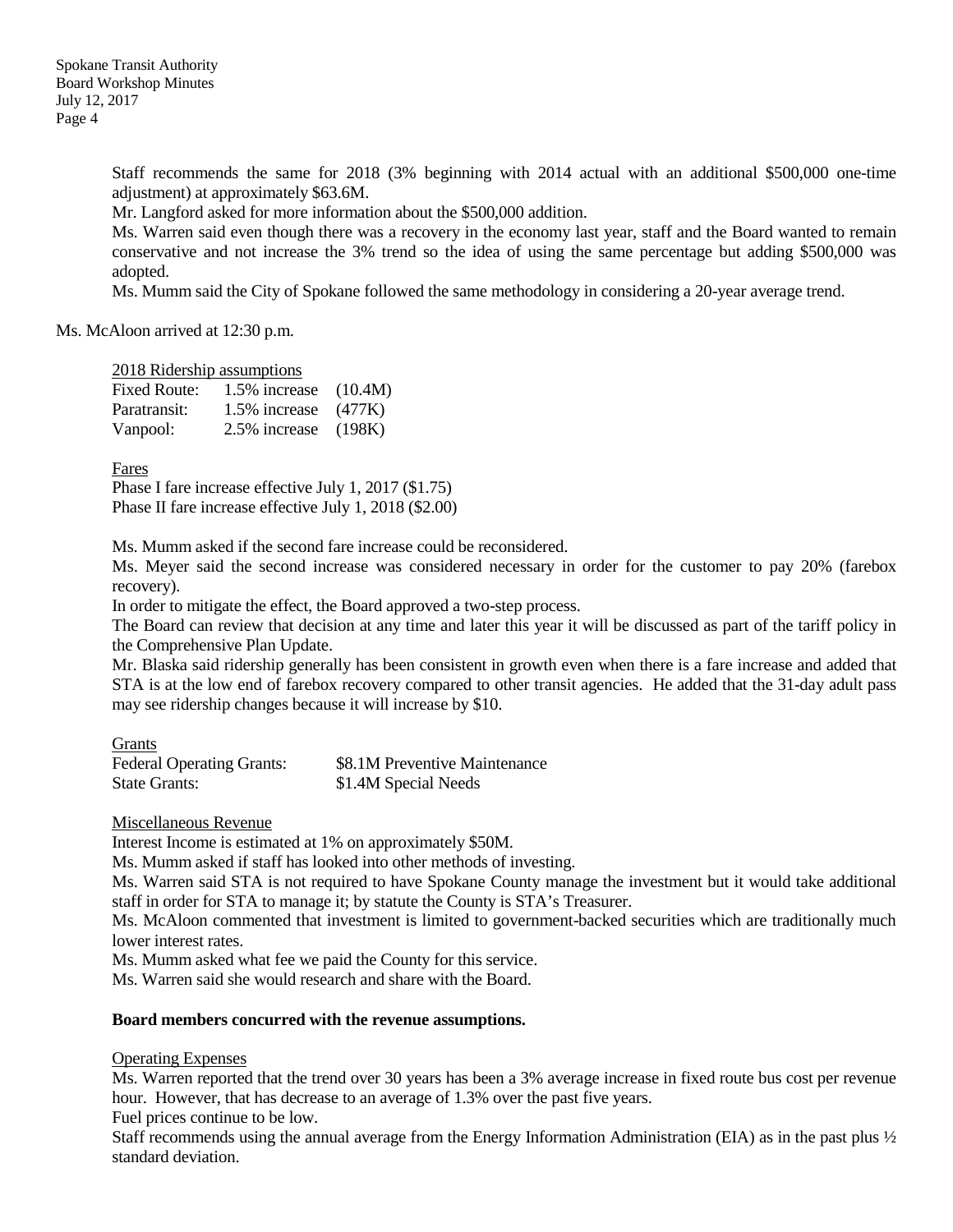Staff recommends the same for 2018 (3% beginning with 2014 actual with an additional $500,000 one-time adjustment) at approximately $63.6M.

Mr. Langford asked for more information about the $500,000 addition.

Ms. Warren said even though there was a recovery in the economy last year, staff and the Board wanted to remain conservative and not increase the 3% trend so the idea of using the same percentage but adding $500,000 was adopted.

Ms. Mumm said the City of Spokane followed the same methodology in considering a 20-year average trend.

Ms. McAloon arrived at 12:30 p.m.

2018 Ridership assumptions

| | | |
|---|---|---|
| Fixed Route: | 1.5% increase | (10.4M) |
| Paratransit: | 1.5% increase | (477K) |
| Vanpool: | 2.5% increase | (198K) |

Fares

Phase I fare increase effective July 1, 2017 ($1.75)
Phase II fare increase effective July 1, 2018 ($2.00)

Ms. Mumm asked if the second fare increase could be reconsidered.

Ms. Meyer said the second increase was considered necessary in order for the customer to pay 20% (farebox recovery).

In order to mitigate the effect, the Board approved a two-step process.

The Board can review that decision at any time and later this year it will be discussed as part of the tariff policy in the Comprehensive Plan Update.

Mr. Blaska said ridership generally has been consistent in growth even when there is a fare increase and added that STA is at the low end of farebox recovery compared to other transit agencies. He added that the 31-day adult pass may see ridership changes because it will increase by $10.

Grants

| | |
|---|---|
| Federal Operating Grants: | $8.1M Preventive Maintenance |
| State Grants: | $1.4M Special Needs |

Miscellaneous Revenue

Interest Income is estimated at 1% on approximately $50M.

Ms. Mumm asked if staff has looked into other methods of investing.

Ms. Warren said STA is not required to have Spokane County manage the investment but it would take additional staff in order for STA to manage it; by statute the County is STA's Treasurer.

Ms. McAloon commented that investment is limited to government-backed securities which are traditionally much lower interest rates.

Ms. Mumm asked what fee we paid the County for this service.

Ms. Warren said she would research and share with the Board.

**Board members concurred with the revenue assumptions.**

Operating Expenses

Ms. Warren reported that the trend over 30 years has been a 3% average increase in fixed route bus cost per revenue hour. However, that has decrease to an average of 1.3% over the past five years.

Fuel prices continue to be low.

Staff recommends using the annual average from the Energy Information Administration (EIA) as in the past plus ½ standard deviation.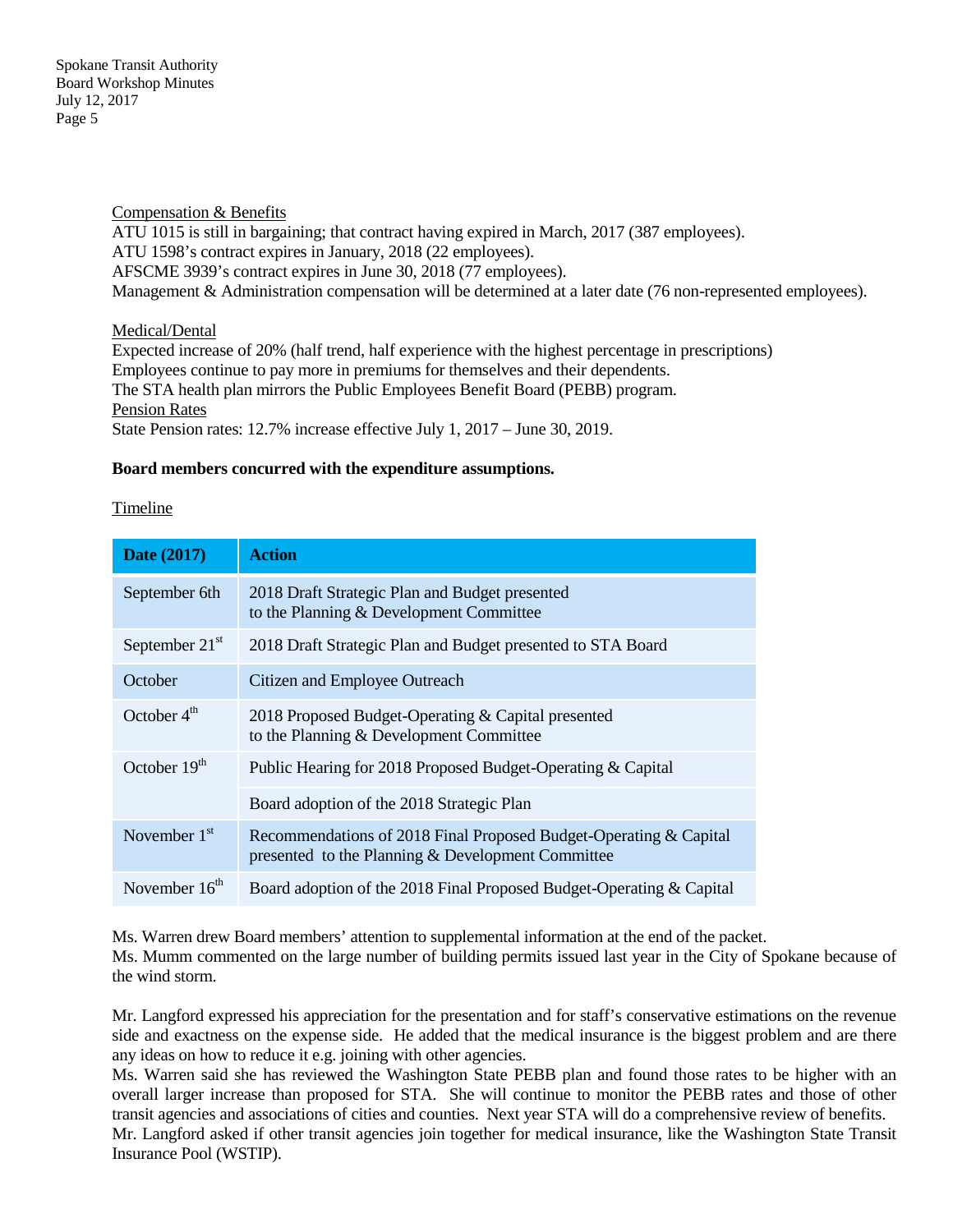Compensation & Benefits

ATU 1015 is still in bargaining; that contract having expired in March, 2017 (387 employees).
ATU 1598's contract expires in January, 2018 (22 employees).
AFSCME 3939's contract expires in June 30, 2018 (77 employees).
Management & Administration compensation will be determined at a later date (76 non-represented employees).

Medical/Dental

Expected increase of 20% (half trend, half experience with the highest percentage in prescriptions)
Employees continue to pay more in premiums for themselves and their dependents.
The STA health plan mirrors the Public Employees Benefit Board (PEBB) program.

Pension Rates

State Pension rates: 12.7% increase effective July 1, 2017 – June 30, 2019.

**Board members concurred with the expenditure assumptions.**

Timeline

| Date (2017) | Action |
|---|---|
| September 6th | 2018 Draft Strategic Plan and Budget presented to the Planning & Development Committee |
| September 21st | 2018 Draft Strategic Plan and Budget presented to STA Board |
| October | Citizen and Employee Outreach |
| October 4th | 2018 Proposed Budget-Operating & Capital presented to the Planning & Development Committee |
| October 19th | Public Hearing for 2018 Proposed Budget-Operating & Capital |
| | Board adoption of the 2018 Strategic Plan |
| November 1st | Recommendations of 2018 Final Proposed Budget-Operating & Capital presented to the Planning & Development Committee |
| November 16th | Board adoption of the 2018 Final Proposed Budget-Operating & Capital |

Ms. Warren drew Board members' attention to supplemental information at the end of the packet.
Ms. Mumm commented on the large number of building permits issued last year in the City of Spokane because of the wind storm.

Mr. Langford expressed his appreciation for the presentation and for staff's conservative estimations on the revenue side and exactness on the expense side. He added that the medical insurance is the biggest problem and are there any ideas on how to reduce it e.g. joining with other agencies.
Ms. Warren said she has reviewed the Washington State PEBB plan and found those rates to be higher with an overall larger increase than proposed for STA. She will continue to monitor the PEBB rates and those of other transit agencies and associations of cities and counties. Next year STA will do a comprehensive review of benefits.
Mr. Langford asked if other transit agencies join together for medical insurance, like the Washington State Transit Insurance Pool (WSTIP).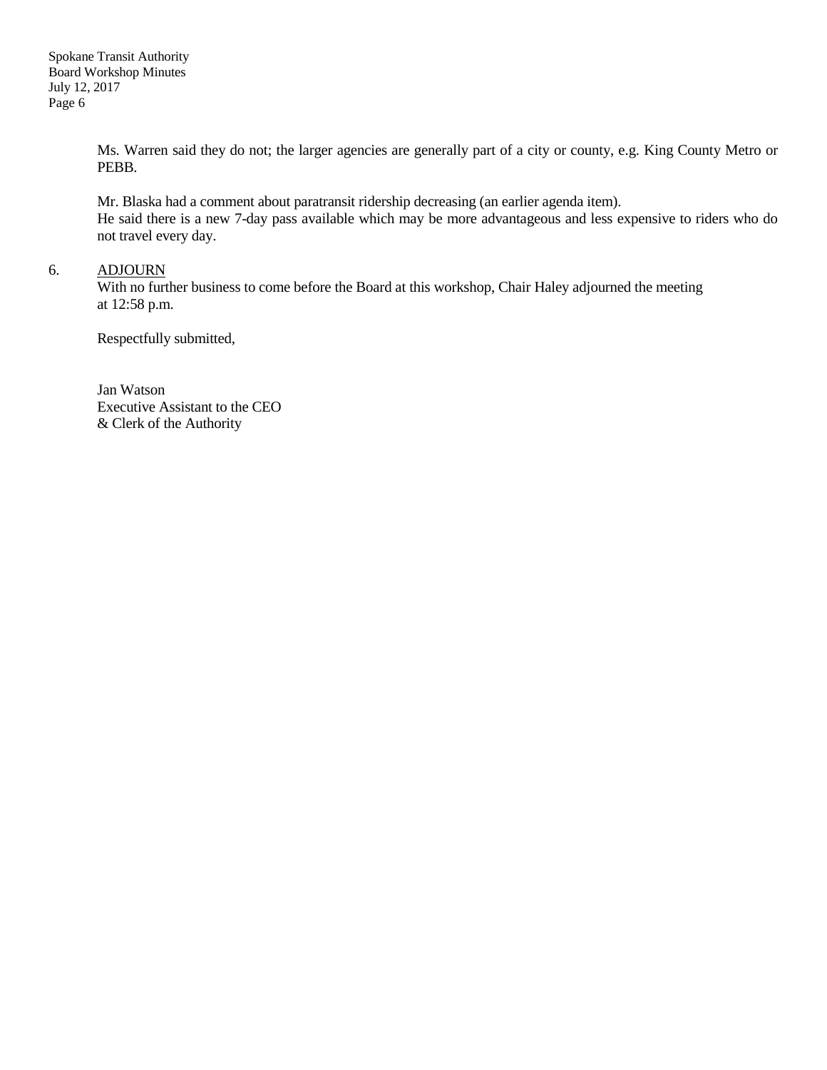Ms. Warren said they do not; the larger agencies are generally part of a city or county, e.g. King County Metro or PEBB.

Mr. Blaska had a comment about paratransit ridership decreasing (an earlier agenda item).
He said there is a new 7-day pass available which may be more advantageous and less expensive to riders who do not travel every day.

6. ADJOURN

With no further business to come before the Board at this workshop, Chair Haley adjourned the meeting at 12:58 p.m.

Respectfully submitted,

Jan Watson
Executive Assistant to the CEO
& Clerk of the Authority